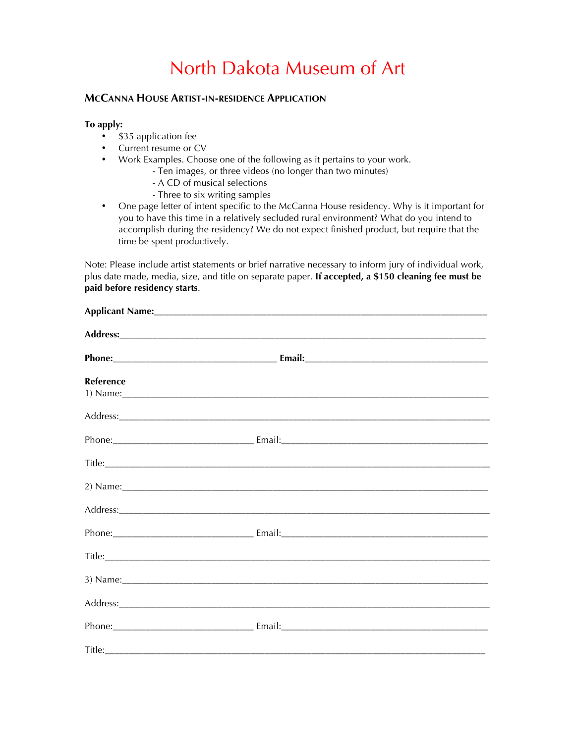# North Dakota Museum of Art

## McCanna House Artist-in-residence Application

**To apply:**

- $35 application fee
- Current resume or CV
- Work Examples. Choose one of the following as it pertains to your work.
    - Ten images, or three videos (no longer than two minutes)
    - A CD of musical selections
    - Three to six writing samples
- One page letter of intent specific to the McCanna House residency. Why is it important for you to have this time in a relatively secluded rural environment? What do you intend to accomplish during the residency? We do not expect finished product, but require that the time be spent productively.

Note: Please include artist statements or brief narrative necessary to inform jury of individual work, plus date made, media, size, and title on separate paper. **If accepted, a $150 cleaning fee must be paid before residency starts**.

**Applicant Name:**______________________________________________________________________

**Address:**__________________________________________________________________________

**Phone:**_______________________________ **Email:**__________________________________

**Reference**

1) Name:_____________________________________________________________________

Address:_____________________________________________________________________

Phone:__________________________ Email:________________________________________

Title:________________________________________________________________________

2) Name:_____________________________________________________________________

Address:_____________________________________________________________________

Phone:__________________________ Email:________________________________________

Title:________________________________________________________________________

3) Name:_____________________________________________________________________

Address:_____________________________________________________________________

Phone:__________________________ Email:________________________________________

Title:________________________________________________________________________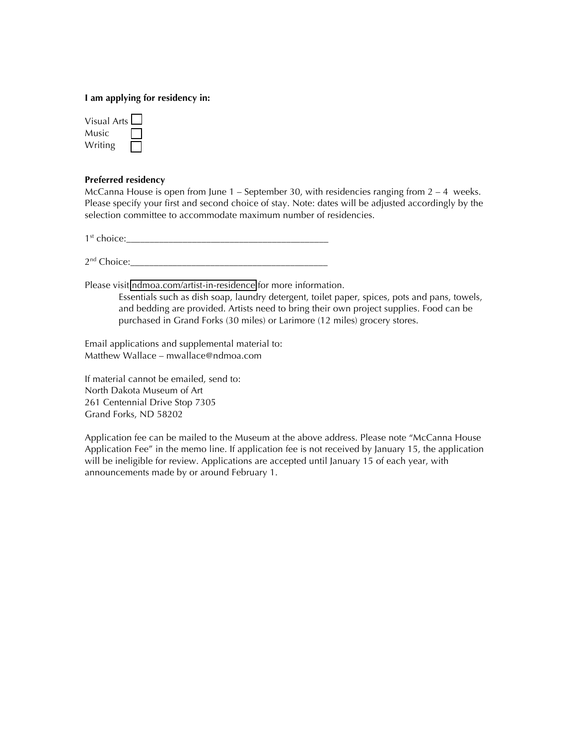**I am applying for residency in:**

Visual Arts ☐
Music ☐
Writing ☐

**Preferred residency**

McCanna House is open from June 1 – September 30, with residencies ranging from 2 – 4 weeks. Please specify your first and second choice of stay. Note: dates will be adjusted accordingly by the selection committee to accommodate maximum number of residencies.

1st choice:__________________________________________

2nd Choice:__________________________________________

Please visit ndmoa.com/artist-in-residence for more information.

Essentials such as dish soap, laundry detergent, toilet paper, spices, pots and pans, towels, and bedding are provided. Artists need to bring their own project supplies. Food can be purchased in Grand Forks (30 miles) or Larimore (12 miles) grocery stores.

Email applications and supplemental material to:
Matthew Wallace – mwallace@ndmoa.com

If material cannot be emailed, send to:
North Dakota Museum of Art
261 Centennial Drive Stop 7305
Grand Forks, ND 58202

Application fee can be mailed to the Museum at the above address. Please note "McCanna House Application Fee" in the memo line. If application fee is not received by January 15, the application will be ineligible for review. Applications are accepted until January 15 of each year, with announcements made by or around February 1.